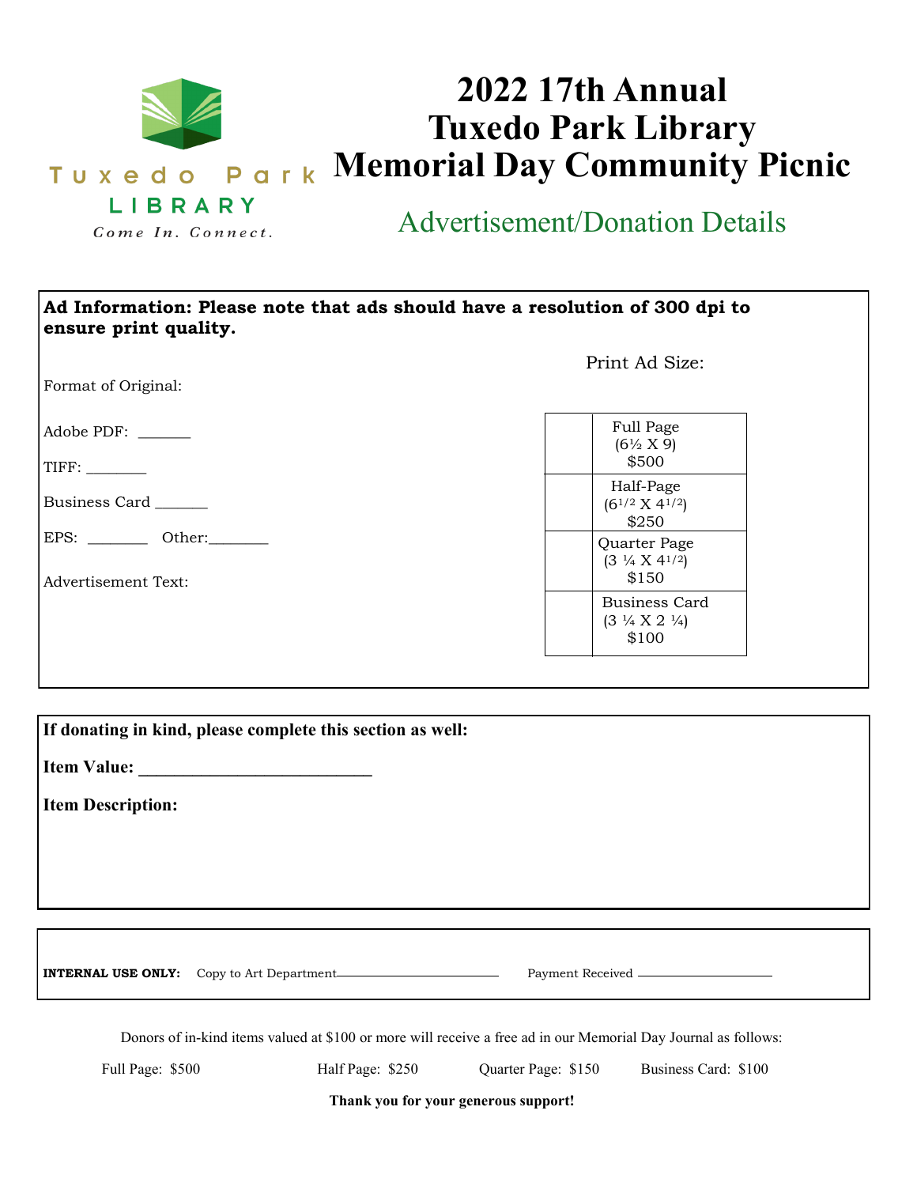Tuxedo Park LIBRARY

*Come In. Connect.*

# 2022 17th Annual Tuxedo Park Library Memorial Day Community Picnic

## Advertisement/Donation Details

**Ad Information: Please note that ads should have a resolution of 300 dpi to ensure print quality.**

Format of Original:

Adobe PDF: _______

TIFF: ________

Business Card _______

EPS: ________ Other:________

Advertisement Text:

Print Ad Size:

| | |
|---|---|
| | Full Page (6½ X 9) $500 |
| | Half-Page (6½ X 4½) $250 |
| | Quarter Page (3 ¼ X 4½) $150 |
| | Business Card (3 ¼ X 2 ¼) $100 |

**If donating in kind, please complete this section as well:**

**Item Value: ___________________________**

**Item Description:**

**INTERNAL USE ONLY:** Copy to Art Department____________________ Payment Received ________________

Donors of in-kind items valued at $100 or more will receive a free ad in our Memorial Day Journal as follows:

Full Page: $500 Half Page: $250 Quarter Page: $150 Business Card: $100

**Thank you for your generous support!**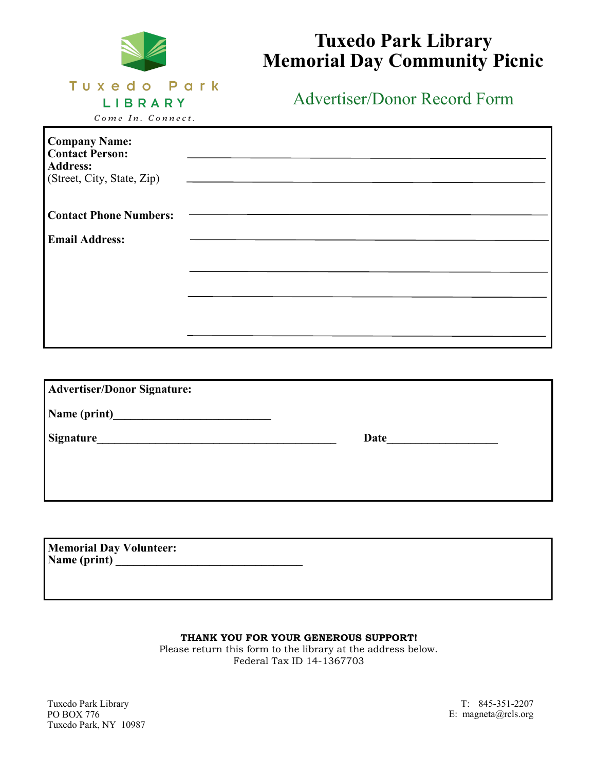Tuxedo Park
LIBRARY
*Come In. Connect.*

# Tuxedo Park Library
# Memorial Day Community Picnic

## Advertiser/Donor Record Form

**Company Name:**
**Contact Person:** ______________________________________________
**Address:**
(Street, City, State, Zip) ______________________________________________

**Contact Phone Numbers:** ______________________________________________

**Email Address:** ______________________________________________

______________________________________________

______________________________________________

______________________________________________

---

**Advertiser/Donor Signature:**

**Name (print)**___________________________

**Signature**_________________________________________ **Date**___________________

---

**Memorial Day Volunteer:**
**Name (print)** ________________________________

---

**THANK YOU FOR YOUR GENEROUS SUPPORT!**
Please return this form to the library at the address below.
Federal Tax ID 14-1367703

Tuxedo Park Library
PO BOX 776
Tuxedo Park, NY 10987

T: 845-351-2207
E: magneta@rcls.org